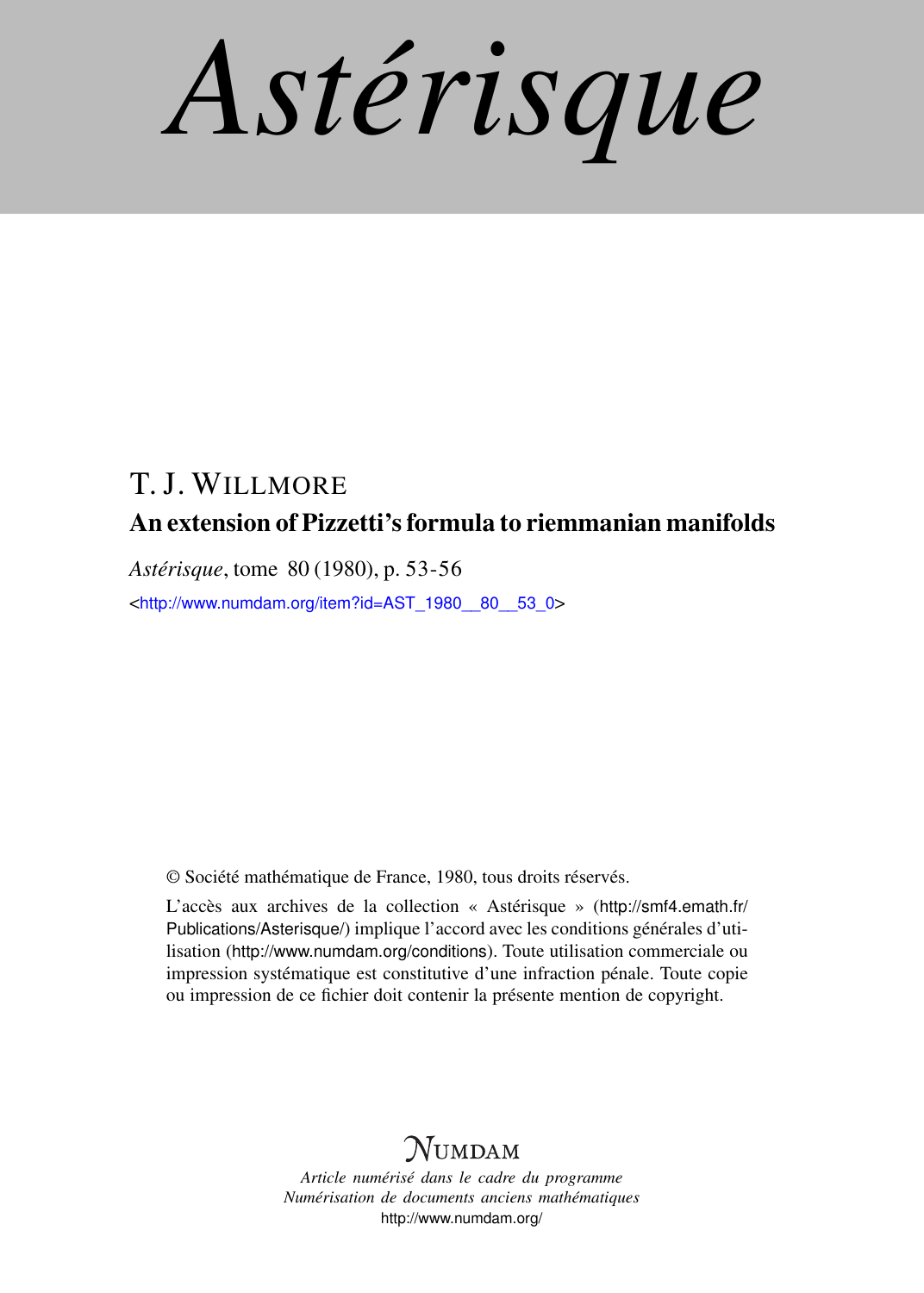# Astérisque

T. J. WILLMORE

## An extension of Pizzetti's formula to riemmanian manifolds

*Astérisque*, tome 80 (1980), p. 53-56

<http://www.numdam.org/item?id=AST_1980__80__53_0>

© Société mathématique de France, 1980, tous droits réservés.

L'accès aux archives de la collection « Astérisque » (http://smf4.emath.fr/Publications/Asterisque/) implique l'accord avec les conditions générales d'utilisation (http://www.numdam.org/conditions). Toute utilisation commerciale ou impression systématique est constitutive d'une infraction pénale. Toute copie ou impression de ce fichier doit contenir la présente mention de copyright.

NUMDAM

*Article numérisé dans le cadre du programme*
*Numérisation de documents anciens mathématiques*
http://www.numdam.org/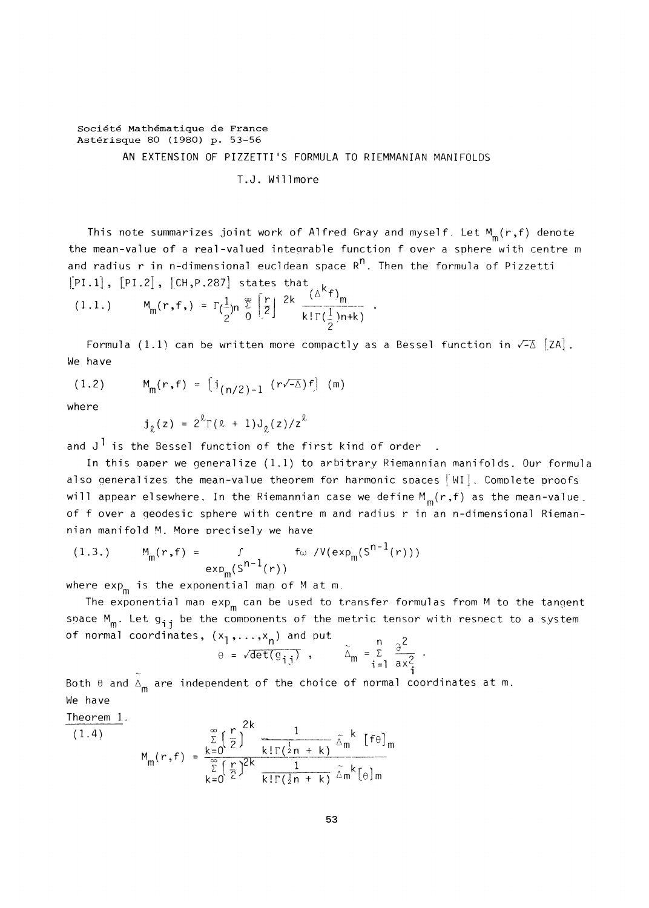Société Mathématique de France
Astérisque 80 (1980) p. 53-56

# AN EXTENSION OF PIZZETTI'S FORMULA TO RIEMMANIAN MANIFOLDS

T.J. Willmore

This note summarizes joint work of Alfred Gray and myself. Let $M_m(r,f)$ denote the mean-value of a real-valued integrable function f over a sphere with centre m and radius r in n-dimensional eucldean space $R^n$. Then the formula of Pizzetti [PI.1], [PI.2], [CH,P.287] states that

$$(1.1.)\qquad M_m(r,f,) = \Gamma(\tfrac{1}{2})n \sum_{0}^{\infty} \left[\frac{r}{2}\right]^{2k} \frac{(\Delta^k f)_m}{k!\Gamma(\frac{1}{2})n+k)} .$$

Formula (1.1) can be written more compactly as a Bessel function in $\sqrt{-\Delta}$ [ZA]. We have

$$(1.2)\qquad M_m(r,f) = [j_{(n/2)-1}(r\sqrt{-\Delta})f](m)$$

where

$$j_\ell(z) = 2^\ell\Gamma(\ell + 1)J_\ell(z)/z^\ell$$

and $J^1$ is the Bessel function of the first kind of order .

In this paper we generalize (1.1) to arbitrary Riemannian manifolds. Our formula also generalizes the mean-value theorem for harmonic spaces [WI]. Complete proofs will appear elsewhere. In the Riemannian case we define $M_m(r,f)$ as the mean-value of f over a geodesic sphere with centre m and radius r in an n-dimensional Riemannian manifold M. More precisely we have

$$(1.3.)\qquad M_m(r,f) = \int_{\exp_m(S^{n-1}(r))} f\omega \,/V(\exp_m(S^{n-1}(r)))$$

where $\exp_m$ is the exponential map of M at m.

The exponential map $\exp_m$ can be used to transfer formulas from M to the tangent space $M_m$. Let $g_{ij}$ be the components of the metric tensor with respect to a system of normal coordinates, $(x_1,\ldots,x_n)$ and put

$$\theta = \sqrt{\det(g_{ij})}\ ,\qquad \tilde{\Delta}_m = \sum_{i=1}^{n} \frac{\partial^2}{\partial x_i^2} .$$

Both $\theta$ and $\tilde{\Delta}_m$ are independent of the choice of normal coordinates at m.

We have

Theorem 1.

$$(1.4)\qquad M_m(r,f) = \frac{\displaystyle\sum_{k=0}^{\infty}\left(\frac{r}{2}\right)^{2k}\frac{1}{k!\Gamma(\frac{1}{2}n + k)}\tilde{\Delta}_m^{\,k}[f\theta]_m}{\displaystyle\sum_{k=0}^{\infty}\left(\frac{r}{2}\right)^{2k}\frac{1}{k!\Gamma(\frac{1}{2}n + k)}\tilde{\Delta}_m^{\,k}[\theta]_m}$$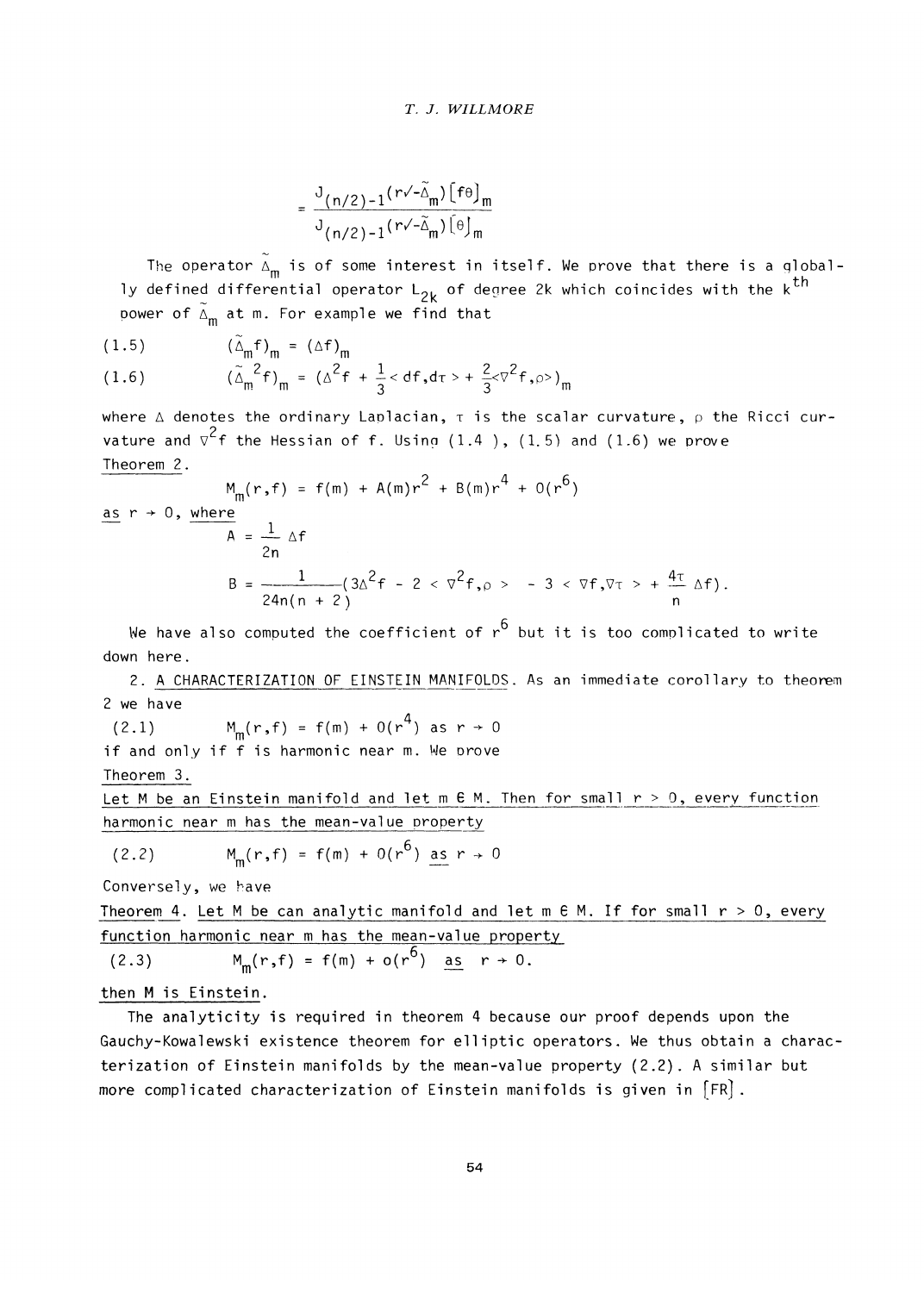$$= \frac{J_{(n/2)-1}(r\sqrt{-\tilde{\Delta}_m})[f\theta]_m}{J_{(n/2)-1}(r\sqrt{-\tilde{\Delta}_m})[\theta]_m}$$

The operator $\tilde{\Delta}_m$ is of some interest in itself. We prove that there is a globally defined differential operator $L_{2k}$ of degree 2k which coincides with the $k^{th}$ power of $\tilde{\Delta}_m$ at m. For example we find that

$$(1.5) \qquad (\tilde{\Delta}_m f)_m = (\Delta f)_m$$

$$(1.6) \qquad (\tilde{\Delta}_m{}^2 f)_m = (\Delta^2 f + \frac{1}{3} < df, d\tau > + \frac{2}{3} <\nabla^2 f, \rho>)_m$$

where $\Delta$ denotes the ordinary Laplacian, $\tau$ is the scalar curvature, $\rho$ the Ricci curvature and $\nabla^2 f$ the Hessian of f. Using (1.4 ), (1.5) and (1.6) we prove

Theorem 2.

$$M_m(r,f) = f(m) + A(m)r^2 + B(m)r^4 + 0(r^6)$$

as $r \to 0$, where

$$A = \frac{1}{2n} \Delta f$$

$$B = \frac{1}{24n(n+2)}(3\Delta^2 f - 2 < \nabla^2 f, \rho > - 3 < \nabla f, \nabla \tau > + \frac{4\tau}{n} \Delta f).$$

We have also computed the coefficient of $r^6$ but it is too complicated to write down here.

2. A CHARACTERIZATION OF EINSTEIN MANIFOLDS. As an immediate corollary to theorem 2 we have

$$(2.1) \qquad M_m(r,f) = f(m) + 0(r^4) \text{ as } r \to 0$$

if and only if f is harmonic near m. We prove

Theorem 3.

Let M be an Einstein manifold and let $m \in M$. Then for small $r > 0$, every function harmonic near m has the mean-value property

$$(2.2) \qquad M_m(r,f) = f(m) + 0(r^6) \text{ as } r \to 0$$

Conversely, we have

Theorem 4. Let M be can analytic manifold and let $m \in M$. If for small $r > 0$, every function harmonic near m has the mean-value property

$$(2.3) \qquad M_m(r,f) = f(m) + o(r^6) \text{ as } r \to 0.$$

then M is Einstein.

The analyticity is required in theorem 4 because our proof depends upon the Gauchy-Kowalewski existence theorem for elliptic operators. We thus obtain a characterization of Einstein manifolds by the mean-value property (2.2). A similar but more complicated characterization of Einstein manifolds is given in [FR].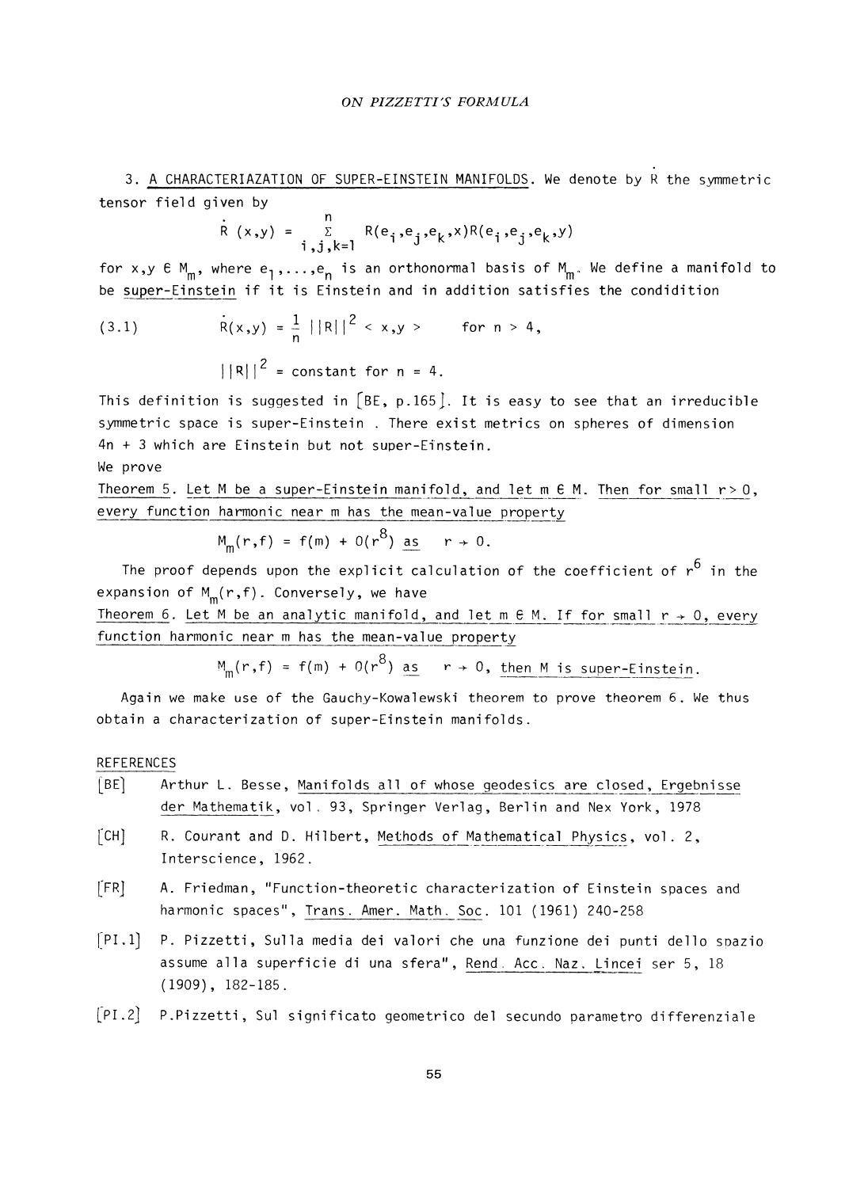3. A CHARACTERIAZATION OF SUPER-EINSTEIN MANIFOLDS. We denote by $\dot{R}$ the symmetric tensor field given by

$$\dot{R}(x,y) = \sum_{i,j,k=1}^{n} R(e_i,e_j,e_k,x)R(e_i,e_j,e_k,y)$$

for $x,y \in M_m$, where $e_1,\ldots,e_n$ is an orthonormal basis of $M_m$. We define a manifold to be super-Einstein if it is Einstein and in addition satisfies the condidition

$$\dot{R}(x,y) = \frac{1}{n}\,||R||^2 < x,y > \qquad \text{for } n > 4, \tag{3.1}$$

$$||R||^2 = \text{constant for } n = 4.$$

This definition is suggested in [BE, p.165]. It is easy to see that an irreducible symmetric space is super-Einstein . There exist metrics on spheres of dimension $4n + 3$ which are Einstein but not super-Einstein.

We prove

Theorem 5. Let M be a super-Einstein manifold, and let $m \in M$. Then for small $r > 0$, every function harmonic near m has the mean-value property

$$M_m(r,f) = f(m) + O(r^8) \text{ as } r \to 0.$$

The proof depends upon the explicit calculation of the coefficient of $r^6$ in the expansion of $M_m(r,f)$. Conversely, we have

Theorem 6. Let M be an analytic manifold, and let $m \in M$. If for small $r \to 0$, every function harmonic near m has the mean-value property

$$M_m(r,f) = f(m) + O(r^8) \text{ as } r \to 0, \text{ then M is super-Einstein.}$$

Again we make use of the Gauchy-Kowalewski theorem to prove theorem 6. We thus obtain a characterization of super-Einstein manifolds.

REFERENCES

[BE] Arthur L. Besse, Manifolds all of whose geodesics are closed, Ergebnisse der Mathematik, vol. 93, Springer Verlag, Berlin and Nex York, 1978

[CH] R. Courant and D. Hilbert, Methods of Mathematical Physics, vol. 2, Interscience, 1962.

[FR] A. Friedman, "Function-theoretic characterization of Einstein spaces and harmonic spaces", Trans. Amer. Math. Soc. 101 (1961) 240-258

[PI.1] P. Pizzetti, Sulla media dei valori che una funzione dei punti dello spazio assume alla superficie di una sfera", Rend. Acc. Naz. Lincei ser 5, 18 (1909), 182-185.

[PI.2] P.Pizzetti, Sul significato geometrico del secundo parametro differenziale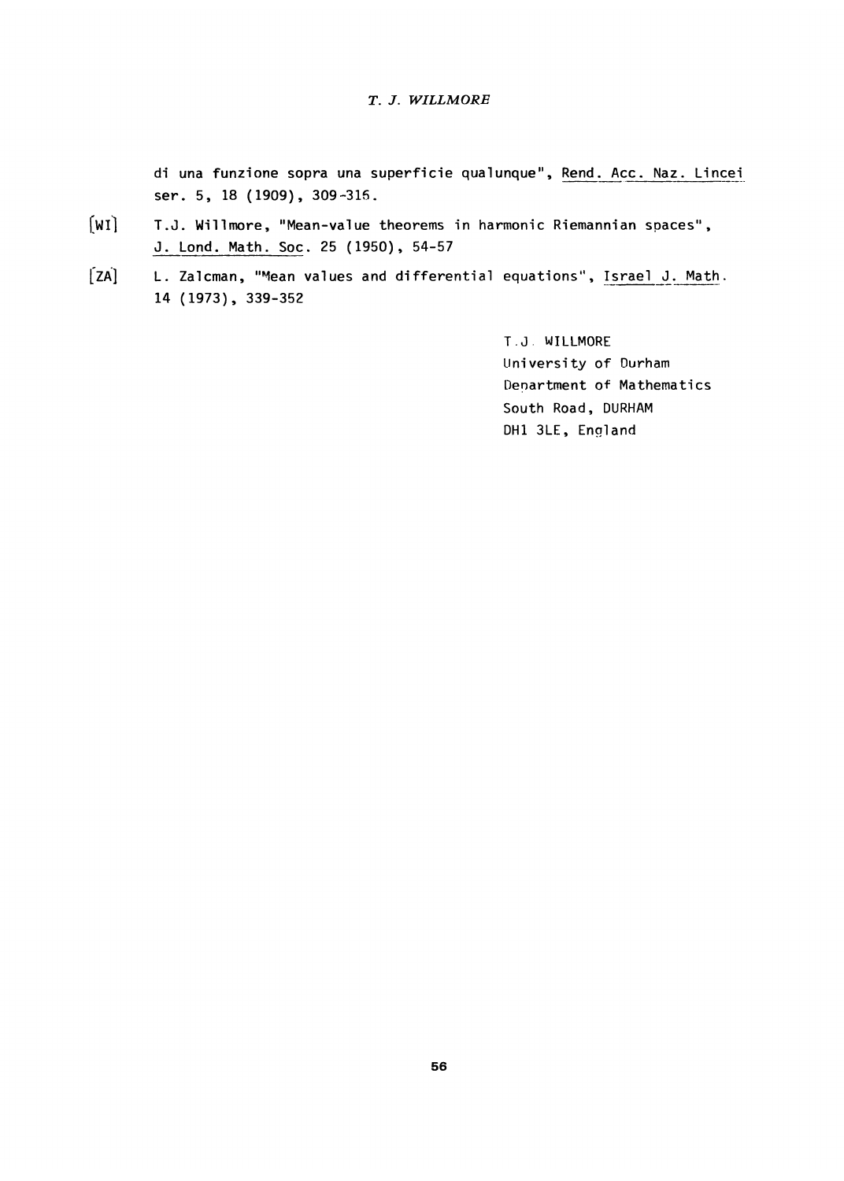di una funzione sopra una superficie qualunque", Rend. Acc. Naz. Lincei ser. 5, 18 (1909), 309-316.

[WI] T.J. Willmore, "Mean-value theorems in harmonic Riemannian spaces", J. Lond. Math. Soc. 25 (1950), 54-57

[ZA] L. Zalcman, "Mean values and differential equations", Israel J. Math. 14 (1973), 339-352

T.J. WILLMORE
University of Durham
Department of Mathematics
South Road, DURHAM
DH1 3LE, England